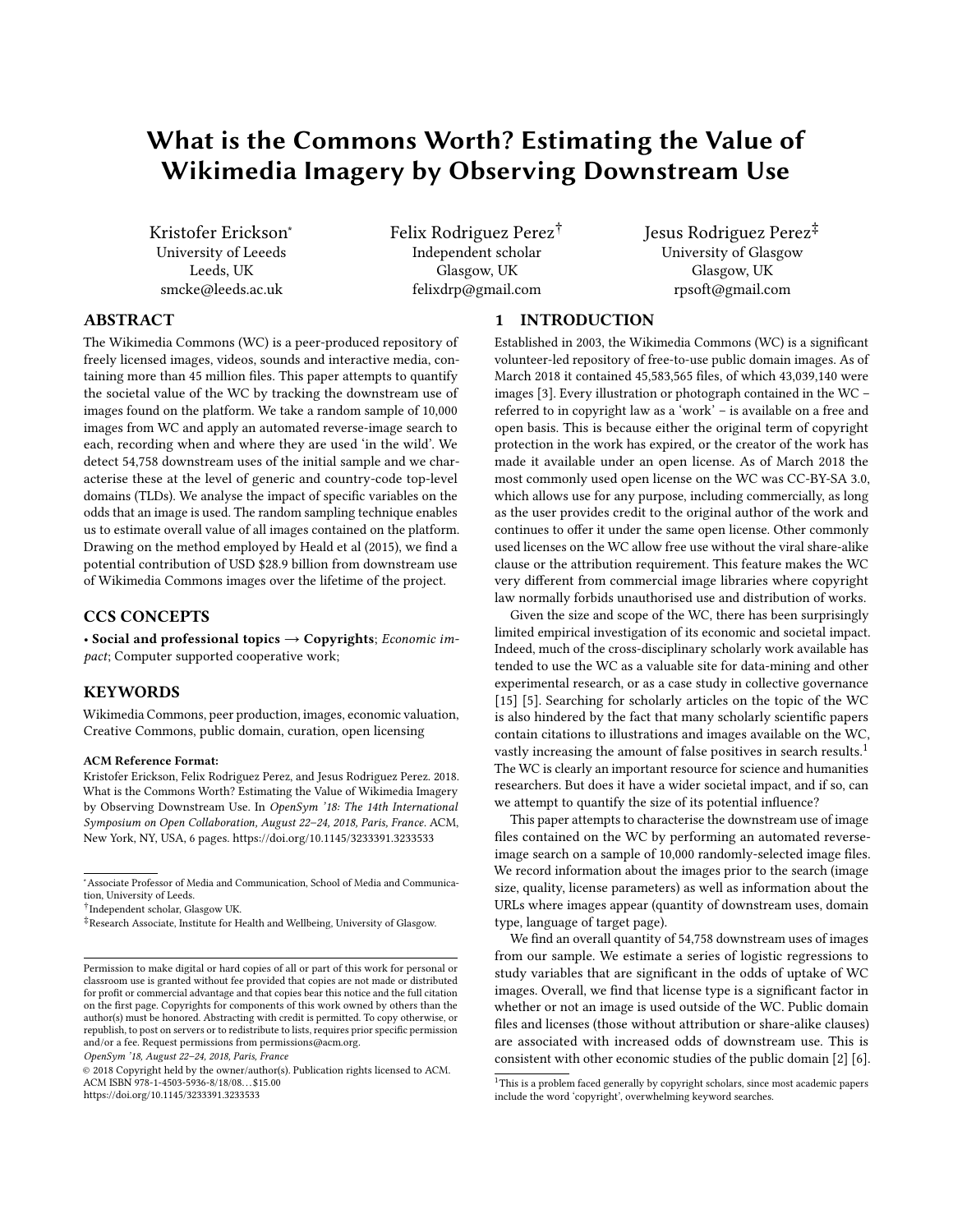# What is the Commons Worth? Estimating the Value of Wikimedia Imagery by Observing Downstream Use

Kristofer Erickson*
University of Leeeds
Leeds, UK
smcke@leeds.ac.uk

Felix Rodriguez Perez†
Independent scholar
Glasgow, UK
felixdrp@gmail.com

Jesus Rodriguez Perez‡
University of Glasgow
Glasgow, UK
rpsoft@gmail.com

## ABSTRACT

The Wikimedia Commons (WC) is a peer-produced repository of freely licensed images, videos, sounds and interactive media, containing more than 45 million files. This paper attempts to quantify the societal value of the WC by tracking the downstream use of images found on the platform. We take a random sample of 10,000 images from WC and apply an automated reverse-image search to each, recording when and where they are used 'in the wild'. We detect 54,758 downstream uses of the initial sample and we characterise these at the level of generic and country-code top-level domains (TLDs). We analyse the impact of specific variables on the odds that an image is used. The random sampling technique enables us to estimate overall value of all images contained on the platform. Drawing on the method employed by Heald et al (2015), we find a potential contribution of USD $28.9 billion from downstream use of Wikimedia Commons images over the lifetime of the project.

## CCS CONCEPTS

• **Social and professional topics → Copyrights**; *Economic impact*; Computer supported cooperative work;

## KEYWORDS

Wikimedia Commons, peer production, images, economic valuation, Creative Commons, public domain, curation, open licensing

**ACM Reference Format:**
Kristofer Erickson, Felix Rodriguez Perez, and Jesus Rodriguez Perez. 2018. What is the Commons Worth? Estimating the Value of Wikimedia Imagery by Observing Downstream Use. In *OpenSym '18: The 14th International Symposium on Open Collaboration, August 22–24, 2018, Paris, France.* ACM, New York, NY, USA, 6 pages. https://doi.org/10.1145/3233391.3233533

*Associate Professor of Media and Communication, School of Media and Communication, University of Leeds.
†Independent scholar, Glasgow UK.
‡Research Associate, Institute for Health and Wellbeing, University of Glasgow.

Permission to make digital or hard copies of all or part of this work for personal or classroom use is granted without fee provided that copies are not made or distributed for profit or commercial advantage and that copies bear this notice and the full citation on the first page. Copyrights for components of this work owned by others than the author(s) must be honored. Abstracting with credit is permitted. To copy otherwise, or republish, to post on servers or to redistribute to lists, requires prior specific permission and/or a fee. Request permissions from permissions@acm.org.
*OpenSym '18, August 22–24, 2018, Paris, France*
© 2018 Copyright held by the owner/author(s). Publication rights licensed to ACM.
ACM ISBN 978-1-4503-5936-8/18/08...$15.00
https://doi.org/10.1145/3233391.3233533

## 1 INTRODUCTION

Established in 2003, the Wikimedia Commons (WC) is a significant volunteer-led repository of free-to-use public domain images. As of March 2018 it contained 45,583,565 files, of which 43,039,140 were images [3]. Every illustration or photograph contained in the WC – referred to in copyright law as a 'work' – is available on a free and open basis. This is because either the original term of copyright protection in the work has expired, or the creator of the work has made it available under an open license. As of March 2018 the most commonly used open license on the WC was CC-BY-SA 3.0, which allows use for any purpose, including commercially, as long as the user provides credit to the original author of the work and continues to offer it under the same open license. Other commonly used licenses on the WC allow free use without the viral share-alike clause or the attribution requirement. This feature makes the WC very different from commercial image libraries where copyright law normally forbids unauthorised use and distribution of works.

Given the size and scope of the WC, there has been surprisingly limited empirical investigation of its economic and societal impact. Indeed, much of the cross-disciplinary scholarly work available has tended to use the WC as a valuable site for data-mining and other experimental research, or as a case study in collective governance [15] [5]. Searching for scholarly articles on the topic of the WC is also hindered by the fact that many scholarly scientific papers contain citations to illustrations and images available on the WC, vastly increasing the amount of false positives in search results.[1] The WC is clearly an important resource for science and humanities researchers. But does it have a wider societal impact, and if so, can we attempt to quantify the size of its potential influence?

This paper attempts to characterise the downstream use of image files contained on the WC by performing an automated reverse-image search on a sample of 10,000 randomly-selected image files. We record information about the images prior to the search (image size, quality, license parameters) as well as information about the URLs where images appear (quantity of downstream uses, domain type, language of target page).

We find an overall quantity of 54,758 downstream uses of images from our sample. We estimate a series of logistic regressions to study variables that are significant in the odds of uptake of WC images. Overall, we find that license type is a significant factor in whether or not an image is used outside of the WC. Public domain files and licenses (those without attribution or share-alike clauses) are associated with increased odds of downstream use. This is consistent with other economic studies of the public domain [2] [6].

[1] This is a problem faced generally by copyright scholars, since most academic papers include the word 'copyright', overwhelming keyword searches.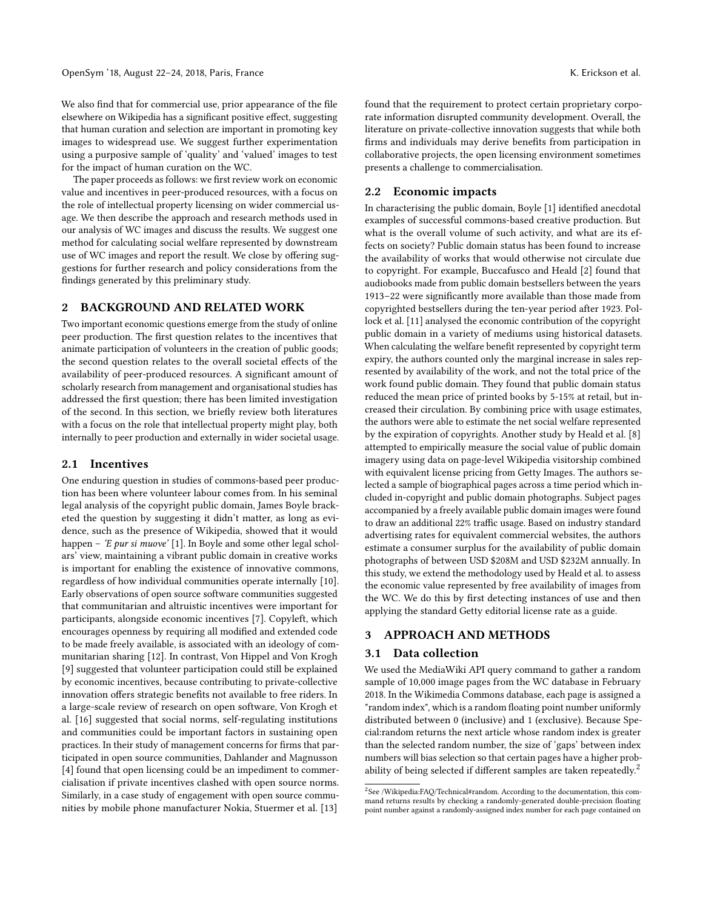We also find that for commercial use, prior appearance of the file elsewhere on Wikipedia has a significant positive effect, suggesting that human curation and selection are important in promoting key images to widespread use. We suggest further experimentation using a purposive sample of 'quality' and 'valued' images to test for the impact of human curation on the WC.

The paper proceeds as follows: we first review work on economic value and incentives in peer-produced resources, with a focus on the role of intellectual property licensing on wider commercial usage. We then describe the approach and research methods used in our analysis of WC images and discuss the results. We suggest one method for calculating social welfare represented by downstream use of WC images and report the result. We close by offering suggestions for further research and policy considerations from the findings generated by this preliminary study.

## 2 BACKGROUND AND RELATED WORK

Two important economic questions emerge from the study of online peer production. The first question relates to the incentives that animate participation of volunteers in the creation of public goods; the second question relates to the overall societal effects of the availability of peer-produced resources. A significant amount of scholarly research from management and organisational studies has addressed the first question; there has been limited investigation of the second. In this section, we briefly review both literatures with a focus on the role that intellectual property might play, both internally to peer production and externally in wider societal usage.

### 2.1 Incentives

One enduring question in studies of commons-based peer production has been where volunteer labour comes from. In his seminal legal analysis of the copyright public domain, James Boyle bracketed the question by suggesting it didn't matter, as long as evidence, such as the presence of Wikipedia, showed that it would happen – *'E pur si muove'* [1]. In Boyle and some other legal scholars' view, maintaining a vibrant public domain in creative works is important for enabling the existence of innovative commons, regardless of how individual communities operate internally [10]. Early observations of open source software communities suggested that communitarian and altruistic incentives were important for participants, alongside economic incentives [7]. Copyleft, which encourages openness by requiring all modified and extended code to be made freely available, is associated with an ideology of communitarian sharing [12]. In contrast, Von Hippel and Von Krogh [9] suggested that volunteer participation could still be explained by economic incentives, because contributing to private-collective innovation offers strategic benefits not available to free riders. In a large-scale review of research on open software, Von Krogh et al. [16] suggested that social norms, self-regulating institutions and communities could be important factors in sustaining open practices. In their study of management concerns for firms that participated in open source communities, Dahlander and Magnusson [4] found that open licensing could be an impediment to commercialisation if private incentives clashed with open source norms. Similarly, in a case study of engagement with open source communities by mobile phone manufacturer Nokia, Stuermer et al. [13] found that the requirement to protect certain proprietary corporate information disrupted community development. Overall, the literature on private-collective innovation suggests that while both firms and individuals may derive benefits from participation in collaborative projects, the open licensing environment sometimes presents a challenge to commercialisation.

### 2.2 Economic impacts

In characterising the public domain, Boyle [1] identified anecdotal examples of successful commons-based creative production. But what is the overall volume of such activity, and what are its effects on society? Public domain status has been found to increase the availability of works that would otherwise not circulate due to copyright. For example, Buccafusco and Heald [2] found that audiobooks made from public domain bestsellers between the years 1913–22 were significantly more available than those made from copyrighted bestsellers during the ten-year period after 1923. Pollock et al. [11] analysed the economic contribution of the copyright public domain in a variety of mediums using historical datasets. When calculating the welfare benefit represented by copyright term expiry, the authors counted only the marginal increase in sales represented by availability of the work, and not the total price of the work found public domain. They found that public domain status reduced the mean price of printed books by 5-15% at retail, but increased their circulation. By combining price with usage estimates, the authors were able to estimate the net social welfare represented by the expiration of copyrights. Another study by Heald et al. [8] attempted to empirically measure the social value of public domain imagery using data on page-level Wikipedia visitorship combined with equivalent license pricing from Getty Images. The authors selected a sample of biographical pages across a time period which included in-copyright and public domain photographs. Subject pages accompanied by a freely available public domain images were found to draw an additional 22% traffic usage. Based on industry standard advertising rates for equivalent commercial websites, the authors estimate a consumer surplus for the availability of public domain photographs of between USD $208M and USD $232M annually. In this study, we extend the methodology used by Heald et al. to assess the economic value represented by free availability of images from the WC. We do this by first detecting instances of use and then applying the standard Getty editorial license rate as a guide.

## 3 APPROACH AND METHODS

### 3.1 Data collection

We used the MediaWiki API query command to gather a random sample of 10,000 image pages from the WC database in February 2018. In the Wikimedia Commons database, each page is assigned a "random index", which is a random floating point number uniformly distributed between 0 (inclusive) and 1 (exclusive). Because Special:random returns the next article whose random index is greater than the selected random number, the size of 'gaps' between index numbers will bias selection so that certain pages have a higher probability of being selected if different samples are taken repeatedly.[2]

[2]See /Wikipedia:FAQ/Technical#random. According to the documentation, this command returns results by checking a randomly-generated double-precision floating point number against a randomly-assigned index number for each page contained on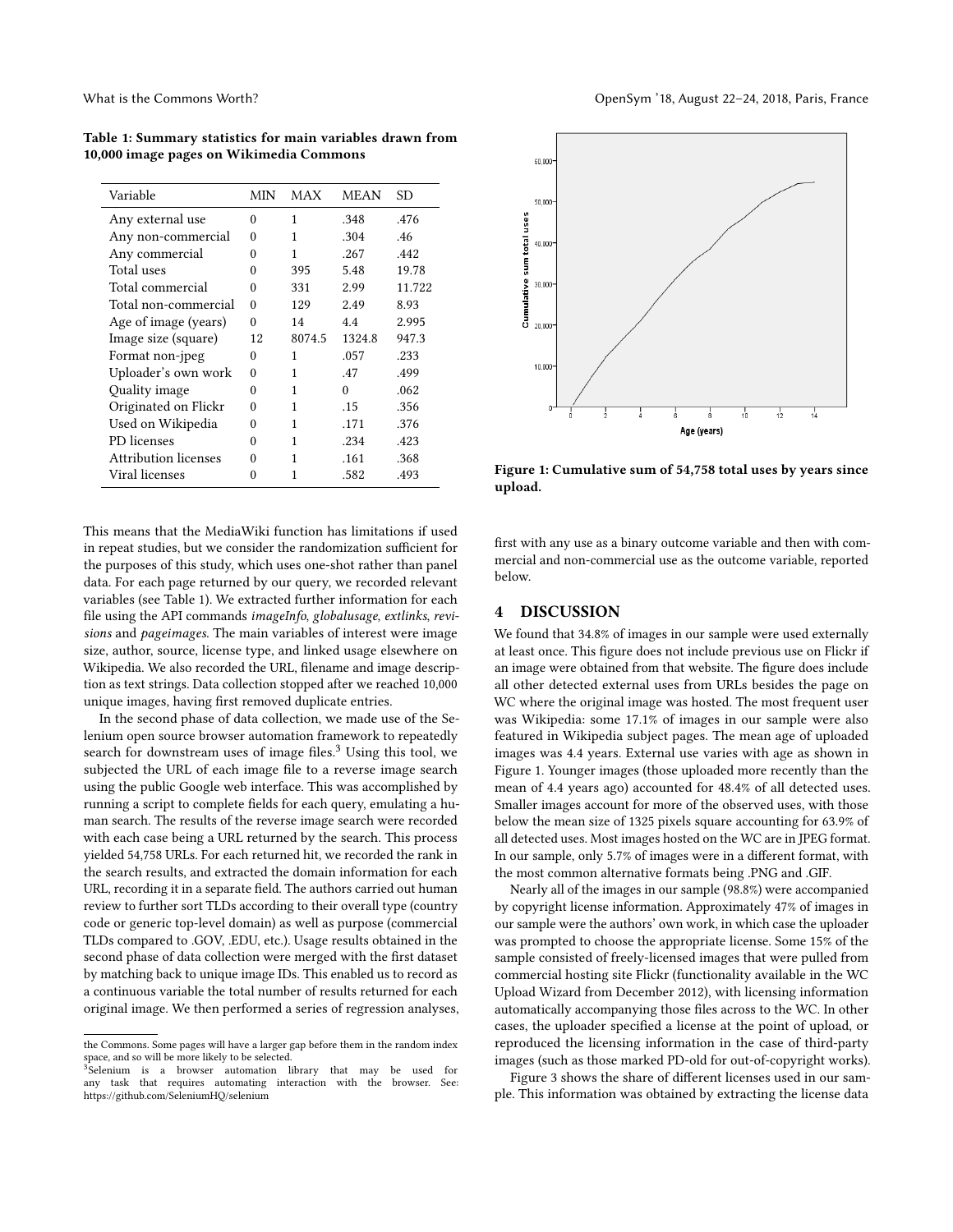**Table 1: Summary statistics for main variables drawn from 10,000 image pages on Wikimedia Commons**

| Variable | MIN | MAX | MEAN | SD |
|---|---|---|---|---|
| Any external use | 0 | 1 | .348 | .476 |
| Any non-commercial | 0 | 1 | .304 | .46 |
| Any commercial | 0 | 1 | .267 | .442 |
| Total uses | 0 | 395 | 5.48 | 19.78 |
| Total commercial | 0 | 331 | 2.99 | 11.722 |
| Total non-commercial | 0 | 129 | 2.49 | 8.93 |
| Age of image (years) | 0 | 14 | 4.4 | 2.995 |
| Image size (square) | 12 | 8074.5 | 1324.8 | 947.3 |
| Format non-jpeg | 0 | 1 | .057 | .233 |
| Uploader's own work | 0 | 1 | .47 | .499 |
| Quality image | 0 | 1 | 0 | .062 |
| Originated on Flickr | 0 | 1 | .15 | .356 |
| Used on Wikipedia | 0 | 1 | .171 | .376 |
| PD licenses | 0 | 1 | .234 | .423 |
| Attribution licenses | 0 | 1 | .161 | .368 |
| Viral licenses | 0 | 1 | .582 | .493 |

This means that the MediaWiki function has limitations if used in repeat studies, but we consider the randomization sufficient for the purposes of this study, which uses one-shot rather than panel data. For each page returned by our query, we recorded relevant variables (see Table 1). We extracted further information for each file using the API commands *imageInfo, globalusage, extlinks, revisions* and *pageimages*. The main variables of interest were image size, author, source, license type, and linked usage elsewhere on Wikipedia. We also recorded the URL, filename and image description as text strings. Data collection stopped after we reached 10,000 unique images, having first removed duplicate entries.

In the second phase of data collection, we made use of the Selenium open source browser automation framework to repeatedly search for downstream uses of image files.[3] Using this tool, we subjected the URL of each image file to a reverse image search using the public Google web interface. This was accomplished by running a script to complete fields for each query, emulating a human search. The results of the reverse image search were recorded with each case being a URL returned by the search. This process yielded 54,758 URLs. For each returned hit, we recorded the rank in the search results, and extracted the domain information for each URL, recording it in a separate field. The authors carried out human review to further sort TLDs according to their overall type (country code or generic top-level domain) as well as purpose (commercial TLDs compared to .GOV, .EDU, etc.). Usage results obtained in the second phase of data collection were merged with the first dataset by matching back to unique image IDs. This enabled us to record as a continuous variable the total number of results returned for each original image. We then performed a series of regression analyses, first with any use as a binary outcome variable and then with commercial and non-commercial use as the outcome variable, reported below.

the Commons. Some pages will have a larger gap before them in the random index space, and so will be more likely to be selected.

[3] Selenium is a browser automation library that may be used for any task that requires automating interaction with the browser. See: https://github.com/SeleniumHQ/selenium

**Figure 1: Cumulative sum of 54,758 total uses by years since upload.**

## 4 DISCUSSION

We found that 34.8% of images in our sample were used externally at least once. This figure does not include previous use on Flickr if an image were obtained from that website. The figure does include all other detected external uses from URLs besides the page on WC where the original image was hosted. The most frequent user was Wikipedia: some 17.1% of images in our sample were also featured in Wikipedia subject pages. The mean age of uploaded images was 4.4 years. External use varies with age as shown in Figure 1. Younger images (those uploaded more recently than the mean of 4.4 years ago) accounted for 48.4% of all detected uses. Smaller images account for more of the observed uses, with those below the mean size of 1325 pixels square accounting for 63.9% of all detected uses. Most images hosted on the WC are in JPEG format. In our sample, only 5.7% of images were in a different format, with the most common alternative formats being .PNG and .GIF.

Nearly all of the images in our sample (98.8%) were accompanied by copyright license information. Approximately 47% of images in our sample were the authors' own work, in which case the uploader was prompted to choose the appropriate license. Some 15% of the sample consisted of freely-licensed images that were pulled from commercial hosting site Flickr (functionality available in the WC Upload Wizard from December 2012), with licensing information automatically accompanying those files across to the WC. In other cases, the uploader specified a license at the point of upload, or reproduced the licensing information in the case of third-party images (such as those marked PD-old for out-of-copyright works).

Figure 3 shows the share of different licenses used in our sample. This information was obtained by extracting the license data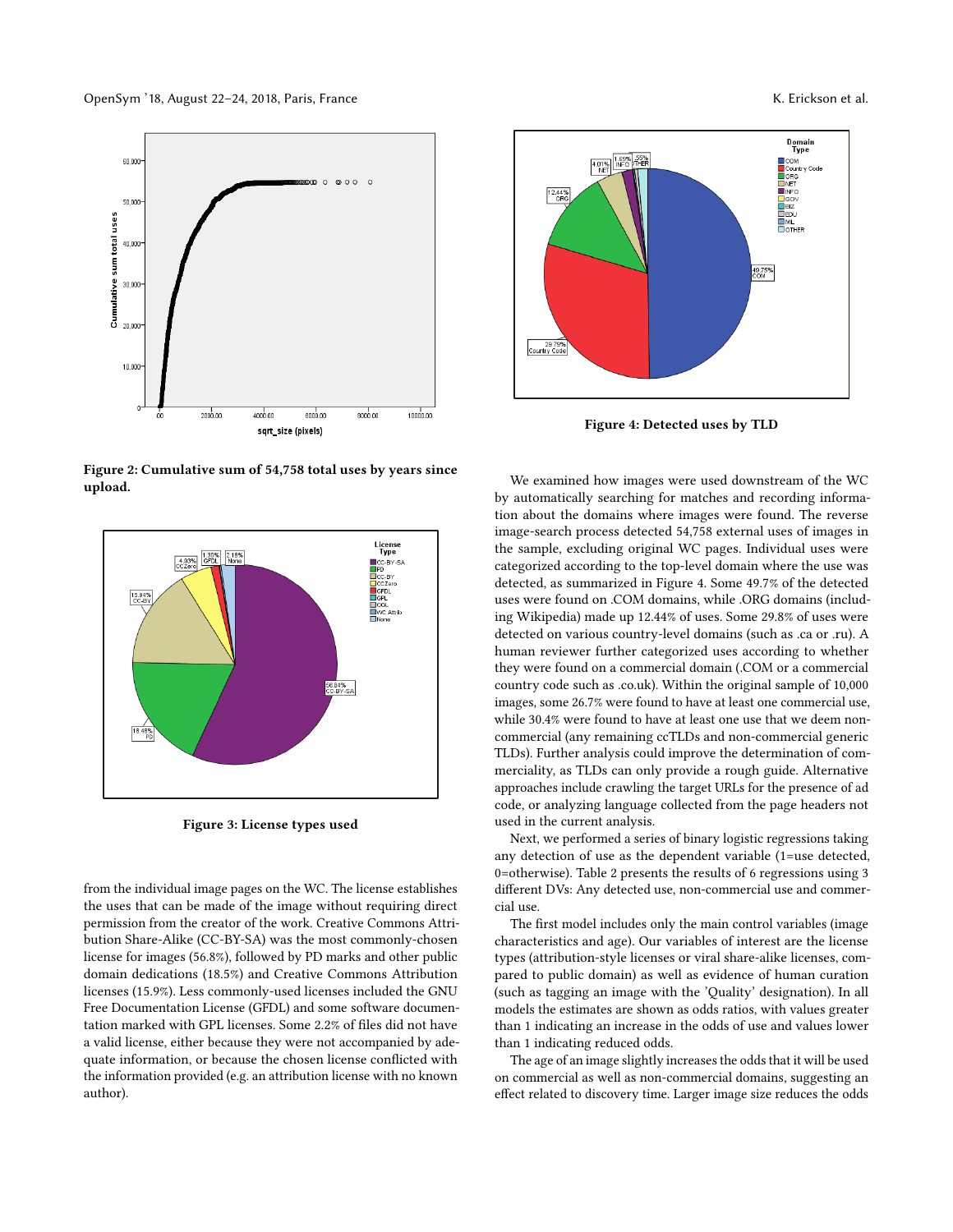Figure 2: Cumulative sum of 54,758 total uses by years since upload.

Figure 3: License types used

from the individual image pages on the WC. The license establishes the uses that can be made of the image without requiring direct permission from the creator of the work. Creative Commons Attribution Share-Alike (CC-BY-SA) was the most commonly-chosen license for images (56.8%), followed by PD marks and other public domain dedications (18.5%) and Creative Commons Attribution licenses (15.9%). Less commonly-used licenses included the GNU Free Documentation License (GFDL) and some software documentation marked with GPL licenses. Some 2.2% of files did not have a valid license, either because they were not accompanied by adequate information, or because the chosen license conflicted with the information provided (e.g. an attribution license with no known author).

Figure 4: Detected uses by TLD

We examined how images were used downstream of the WC by automatically searching for matches and recording information about the domains where images were found. The reverse image-search process detected 54,758 external uses of images in the sample, excluding original WC pages. Individual uses were categorized according to the top-level domain where the use was detected, as summarized in Figure 4. Some 49.7% of the detected uses were found on .COM domains, while .ORG domains (including Wikipedia) made up 12.44% of uses. Some 29.8% of uses were detected on various country-level domains (such as .ca or .ru). A human reviewer further categorized uses according to whether they were found on a commercial domain (.COM or a commercial country code such as .co.uk). Within the original sample of 10,000 images, some 26.7% were found to have at least one commercial use, while 30.4% were found to have at least one use that we deem non-commercial (any remaining ccTLDs and non-commercial generic TLDs). Further analysis could improve the determination of commerciality, as TLDs can only provide a rough guide. Alternative approaches include crawling the target URLs for the presence of ad code, or analyzing language collected from the page headers not used in the current analysis.

Next, we performed a series of binary logistic regressions taking any detection of use as the dependent variable (1=use detected, 0=otherwise). Table 2 presents the results of 6 regressions using 3 different DVs: Any detected use, non-commercial use and commercial use.

The first model includes only the main control variables (image characteristics and age). Our variables of interest are the license types (attribution-style licenses or viral share-alike licenses, compared to public domain) as well as evidence of human curation (such as tagging an image with the 'Quality' designation). In all models the estimates are shown as odds ratios, with values greater than 1 indicating an increase in the odds of use and values lower than 1 indicating reduced odds.

The age of an image slightly increases the odds that it will be used on commercial as well as non-commercial domains, suggesting an effect related to discovery time. Larger image size reduces the odds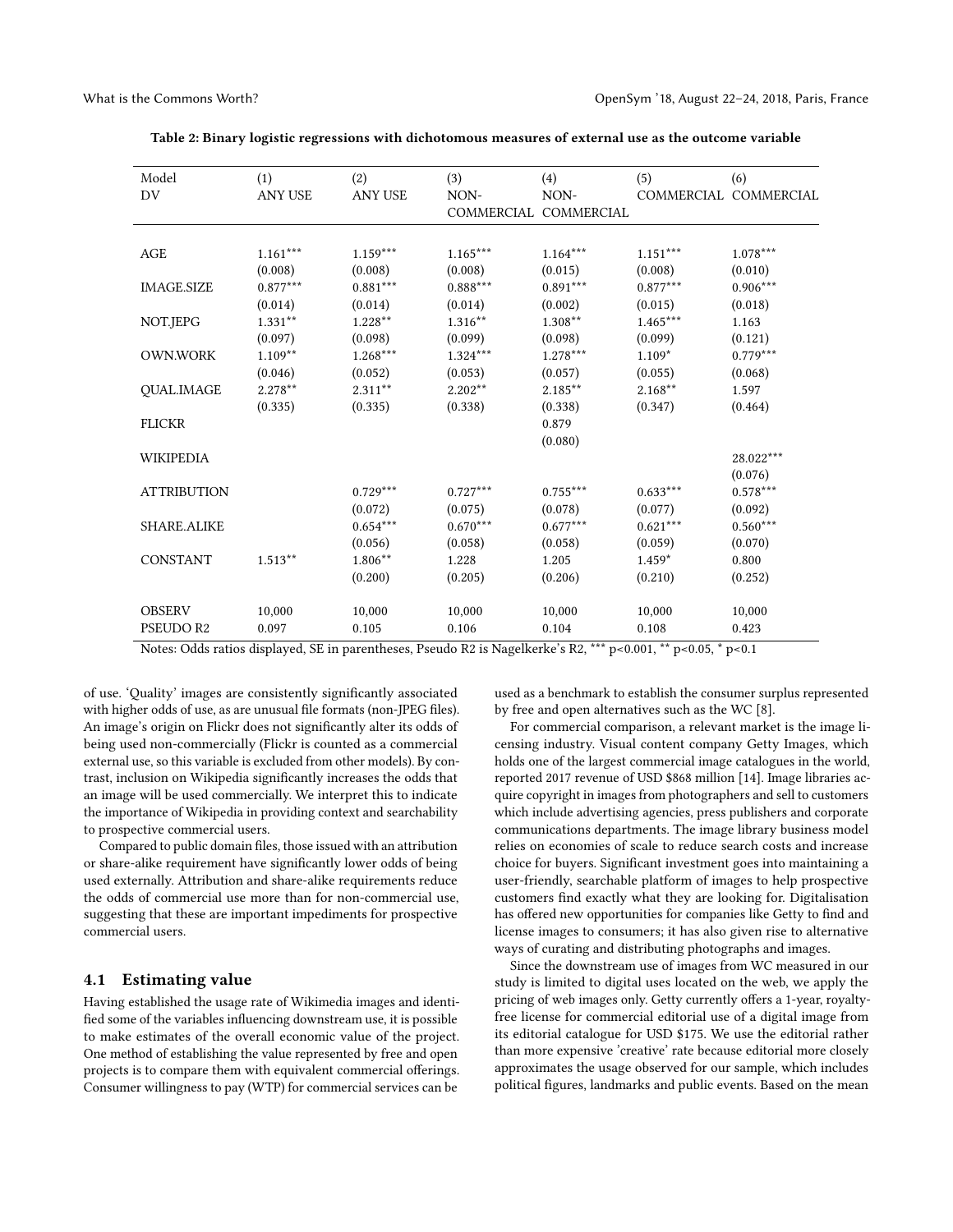**Table 2: Binary logistic regressions with dichotomous measures of external use as the outcome variable**

| Model | (1) | (2) | (3) | (4) | (5) | (6) |
|---|---|---|---|---|---|---|
| DV | ANY USE | ANY USE | NON-COMMERCIAL | NON-COMMERCIAL | COMMERCIAL | COMMERCIAL |
| AGE | 1.161*** | 1.159*** | 1.165*** | 1.164*** | 1.151*** | 1.078*** |
| | (0.008) | (0.008) | (0.008) | (0.015) | (0.008) | (0.010) |
| IMAGE.SIZE | 0.877*** | 0.881*** | 0.888*** | 0.891*** | 0.877*** | 0.906*** |
| | (0.014) | (0.014) | (0.014) | (0.002) | (0.015) | (0.018) |
| NOT.JEPG | 1.331** | 1.228** | 1.316** | 1.308** | 1.465*** | 1.163 |
| | (0.097) | (0.098) | (0.099) | (0.098) | (0.099) | (0.121) |
| OWN.WORK | 1.109** | 1.268*** | 1.324*** | 1.278*** | 1.109* | 0.779*** |
| | (0.046) | (0.052) | (0.053) | (0.057) | (0.055) | (0.068) |
| QUAL.IMAGE | 2.278** | 2.311** | 2.202** | 2.185** | 2.168** | 1.597 |
| | (0.335) | (0.335) | (0.338) | (0.338) | (0.347) | (0.464) |
| FLICKR | | | | 0.879 | | |
| | | | | (0.080) | | |
| WIKIPEDIA | | | | | | 28.022*** |
| | | | | | | (0.076) |
| ATTRIBUTION | | 0.729*** | 0.727*** | 0.755*** | 0.633*** | 0.578*** |
| | | (0.072) | (0.075) | (0.078) | (0.077) | (0.092) |
| SHARE.ALIKE | | 0.654*** | 0.670*** | 0.677*** | 0.621*** | 0.560*** |
| | | (0.056) | (0.058) | (0.058) | (0.059) | (0.070) |
| CONSTANT | 1.513** | 1.806** | 1.228 | 1.205 | 1.459* | 0.800 |
| | | (0.200) | (0.205) | (0.206) | (0.210) | (0.252) |
| OBSERV | 10,000 | 10,000 | 10,000 | 10,000 | 10,000 | 10,000 |
| PSEUDO R2 | 0.097 | 0.105 | 0.106 | 0.104 | 0.108 | 0.423 |

Notes: Odds ratios displayed, SE in parentheses, Pseudo R2 is Nagelkerke's R2, *** p<0.001, ** p<0.05, * p<0.1

of use. 'Quality' images are consistently significantly associated with higher odds of use, as are unusual file formats (non-JPEG files). An image's origin on Flickr does not significantly alter its odds of being used non-commercially (Flickr is counted as a commercial external use, so this variable is excluded from other models). By contrast, inclusion on Wikipedia significantly increases the odds that an image will be used commercially. We interpret this to indicate the importance of Wikipedia in providing context and searchability to prospective commercial users.

Compared to public domain files, those issued with an attribution or share-alike requirement have significantly lower odds of being used externally. Attribution and share-alike requirements reduce the odds of commercial use more than for non-commercial use, suggesting that these are important impediments for prospective commercial users.

## 4.1 Estimating value

Having established the usage rate of Wikimedia images and identified some of the variables influencing downstream use, it is possible to make estimates of the overall economic value of the project. One method of establishing the value represented by free and open projects is to compare them with equivalent commercial offerings. Consumer willingness to pay (WTP) for commercial services can be used as a benchmark to establish the consumer surplus represented by free and open alternatives such as the WC [8].

For commercial comparison, a relevant market is the image licensing industry. Visual content company Getty Images, which holds one of the largest commercial image catalogues in the world, reported 2017 revenue of USD $868 million [14]. Image libraries acquire copyright in images from photographers and sell to customers which include advertising agencies, press publishers and corporate communications departments. The image library business model relies on economies of scale to reduce search costs and increase choice for buyers. Significant investment goes into maintaining a user-friendly, searchable platform of images to help prospective customers find exactly what they are looking for. Digitalisation has offered new opportunities for companies like Getty to find and license images to consumers; it has also given rise to alternative ways of curating and distributing photographs and images.

Since the downstream use of images from WC measured in our study is limited to digital uses located on the web, we apply the pricing of web images only. Getty currently offers a 1-year, royalty-free license for commercial editorial use of a digital image from its editorial catalogue for USD $175. We use the editorial rather than more expensive 'creative' rate because editorial more closely approximates the usage observed for our sample, which includes political figures, landmarks and public events. Based on the mean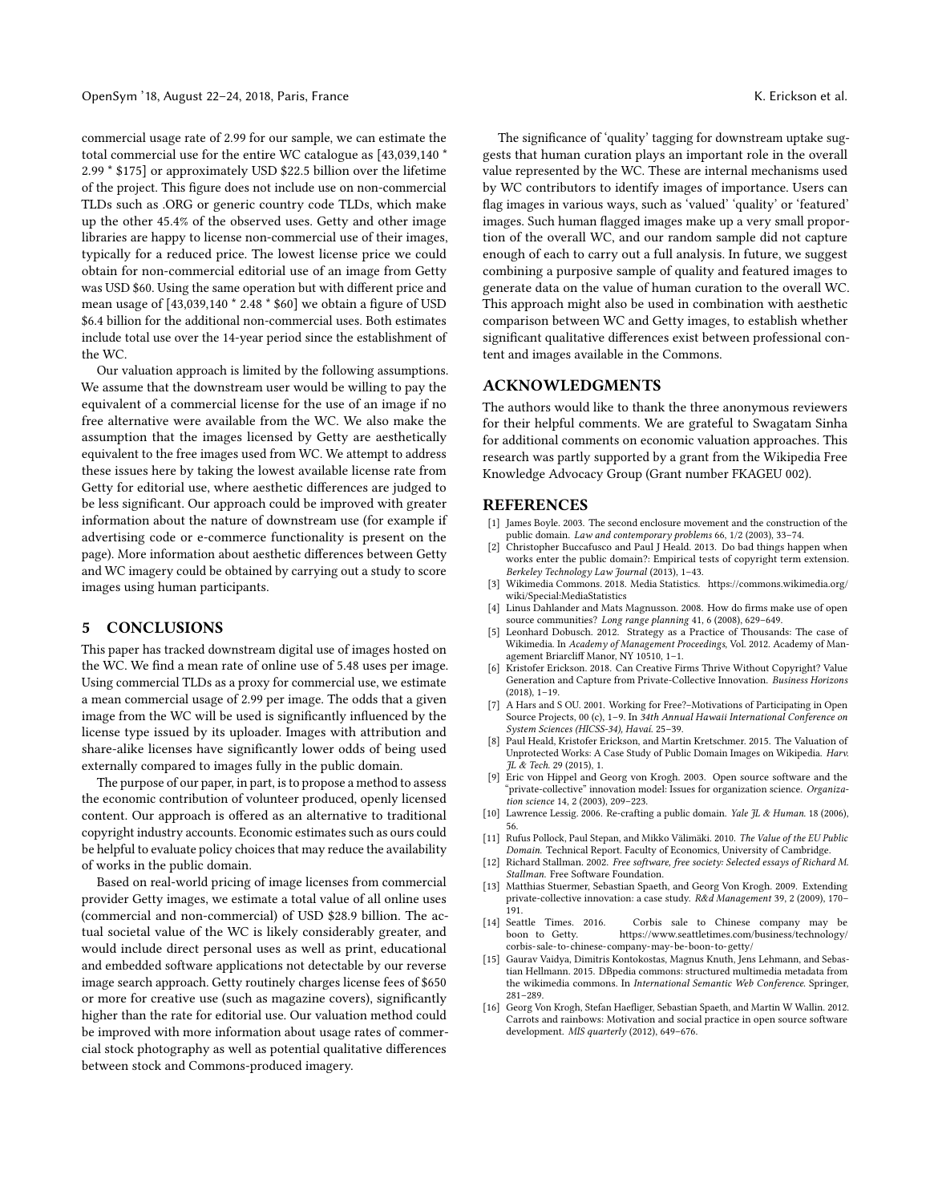commercial usage rate of 2.99 for our sample, we can estimate the total commercial use for the entire WC catalogue as [43,039,140 * 2.99 * $175] or approximately USD $22.5 billion over the lifetime of the project. This figure does not include use on non-commercial TLDs such as .ORG or generic country code TLDs, which make up the other 45.4% of the observed uses. Getty and other image libraries are happy to license non-commercial use of their images, typically for a reduced price. The lowest license price we could obtain for non-commercial editorial use of an image from Getty was USD $60. Using the same operation but with different price and mean usage of [43,039,140 * 2.48 * $60] we obtain a figure of USD $6.4 billion for the additional non-commercial uses. Both estimates include total use over the 14-year period since the establishment of the WC.

Our valuation approach is limited by the following assumptions. We assume that the downstream user would be willing to pay the equivalent of a commercial license for the use of an image if no free alternative were available from the WC. We also make the assumption that the images licensed by Getty are aesthetically equivalent to the free images used from WC. We attempt to address these issues here by taking the lowest available license rate from Getty for editorial use, where aesthetic differences are judged to be less significant. Our approach could be improved with greater information about the nature of downstream use (for example if advertising code or e-commerce functionality is present on the page). More information about aesthetic differences between Getty and WC imagery could be obtained by carrying out a study to score images using human participants.

## 5 CONCLUSIONS

This paper has tracked downstream digital use of images hosted on the WC. We find a mean rate of online use of 5.48 uses per image. Using commercial TLDs as a proxy for commercial use, we estimate a mean commercial usage of 2.99 per image. The odds that a given image from the WC will be used is significantly influenced by the license type issued by its uploader. Images with attribution and share-alike licenses have significantly lower odds of being used externally compared to images fully in the public domain.

The purpose of our paper, in part, is to propose a method to assess the economic contribution of volunteer produced, openly licensed content. Our approach is offered as an alternative to traditional copyright industry accounts. Economic estimates such as ours could be helpful to evaluate policy choices that may reduce the availability of works in the public domain.

Based on real-world pricing of image licenses from commercial provider Getty images, we estimate a total value of all online uses (commercial and non-commercial) of USD $28.9 billion. The actual societal value of the WC is likely considerably greater, and would include direct personal uses as well as print, educational and embedded software applications not detectable by our reverse image search approach. Getty routinely charges license fees of $650 or more for creative use (such as magazine covers), significantly higher than the rate for editorial use. Our valuation method could be improved with more information about usage rates of commercial stock photography as well as potential qualitative differences between stock and Commons-produced imagery.

The significance of 'quality' tagging for downstream uptake suggests that human curation plays an important role in the overall value represented by the WC. These are internal mechanisms used by WC contributors to identify images of importance. Users can flag images in various ways, such as 'valued' 'quality' or 'featured' images. Such human flagged images make up a very small proportion of the overall WC, and our random sample did not capture enough of each to carry out a full analysis. In future, we suggest combining a purposive sample of quality and featured images to generate data on the value of human curation to the overall WC. This approach might also be used in combination with aesthetic comparison between WC and Getty images, to establish whether significant qualitative differences exist between professional content and images available in the Commons.

## ACKNOWLEDGMENTS

The authors would like to thank the three anonymous reviewers for their helpful comments. We are grateful to Swagatam Sinha for additional comments on economic valuation approaches. This research was partly supported by a grant from the Wikipedia Free Knowledge Advocacy Group (Grant number FKAGEU 002).

## REFERENCES

[1] James Boyle. 2003. The second enclosure movement and the construction of the public domain. *Law and contemporary problems* 66, 1/2 (2003), 33–74.

[2] Christopher Buccafusco and Paul J Heald. 2013. Do bad things happen when works enter the public domain?: Empirical tests of copyright term extension. *Berkeley Technology Law Journal* (2013), 1–43.

[3] Wikimedia Commons. 2018. Media Statistics. https://commons.wikimedia.org/wiki/Special:MediaStatistics

[4] Linus Dahlander and Mats Magnusson. 2008. How do firms make use of open source communities? *Long range planning* 41, 6 (2008), 629–649.

[5] Leonhard Dobusch. 2012. Strategy as a Practice of Thousands: The case of Wikimedia. In *Academy of Management Proceedings*, Vol. 2012. Academy of Management Briarcliff Manor, NY 10510, 1–1.

[6] Kristofer Erickson. 2018. Can Creative Firms Thrive Without Copyright? Value Generation and Capture from Private-Collective Innovation. *Business Horizons* (2018), 1–19.

[7] A Hars and S OU. 2001. Working for Free?–Motivations of Participating in Open Source Projects, 00 (c), 1–9. In *34th Annual Hawaii International Conference on System Sciences (HICSS-34), Havai*. 25–39.

[8] Paul Heald, Kristofer Erickson, and Martin Kretschmer. 2015. The Valuation of Unprotected Works: A Case Study of Public Domain Images on Wikipedia. *Harv. JL & Tech.* 29 (2015), 1.

[9] Eric von Hippel and Georg von Krogh. 2003. Open source software and the "private-collective" innovation model: Issues for organization science. *Organization science* 14, 2 (2003), 209–223.

[10] Lawrence Lessig. 2006. Re-crafting a public domain. *Yale JL & Human.* 18 (2006), 56.

[11] Rufus Pollock, Paul Stepan, and Mikko Välimäki. 2010. *The Value of the EU Public Domain.* Technical Report. Faculty of Economics, University of Cambridge.

[12] Richard Stallman. 2002. *Free software, free society: Selected essays of Richard M. Stallman.* Free Software Foundation.

[13] Matthias Stuermer, Sebastian Spaeth, and Georg Von Krogh. 2009. Extending private-collective innovation: a case study. *R&d Management* 39, 2 (2009), 170–191.

[14] Seattle Times. 2016. Corbis sale to Chinese company may be boon to Getty. https://www.seattletimes.com/business/technology/corbis-sale-to-chinese-company-may-be-boon-to-getty/

[15] Gaurav Vaidya, Dimitris Kontokostas, Magnus Knuth, Jens Lehmann, and Sebastian Hellmann. 2015. DBpedia commons: structured multimedia metadata from the wikimedia commons. In *International Semantic Web Conference*. Springer, 281–289.

[16] Georg Von Krogh, Stefan Haefliger, Sebastian Spaeth, and Martin W Wallin. 2012. Carrots and rainbows: Motivation and social practice in open source software development. *MIS quarterly* (2012), 649–676.